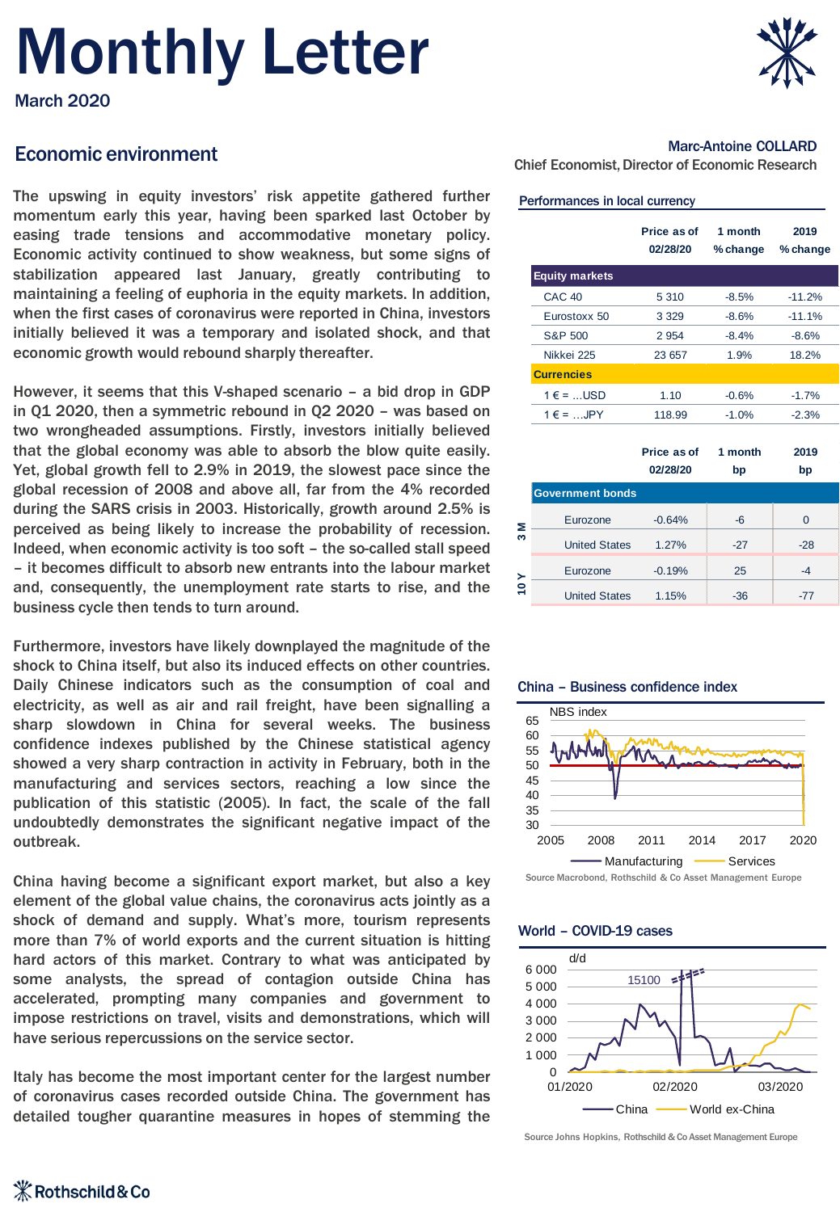# Monthly Letter

March 2020

## Economic environment

**Marc-Antoine COLLARD**
Chief Economist, Director of Economic Research

The upswing in equity investors' risk appetite gathered further momentum early this year, having been sparked last October by easing trade tensions and accommodative monetary policy. Economic activity continued to show weakness, but some signs of stabilization appeared last January, greatly contributing to maintaining a feeling of euphoria in the equity markets. In addition, when the first cases of coronavirus were reported in China, investors initially believed it was a temporary and isolated shock, and that economic growth would rebound sharply thereafter.

However, it seems that this V-shaped scenario – a bid drop in GDP in Q1 2020, then a symmetric rebound in Q2 2020 – was based on two wrongheaded assumptions. Firstly, investors initially believed that the global economy was able to absorb the blow quite easily. Yet, global growth fell to 2.9% in 2019, the slowest pace since the global recession of 2008 and above all, far from the 4% recorded during the SARS crisis in 2003. Historically, growth around 2.5% is perceived as being likely to increase the probability of recession. Indeed, when economic activity is too soft – the so-called stall speed – it becomes difficult to absorb new entrants into the labour market and, consequently, the unemployment rate starts to rise, and the business cycle then tends to turn around.

Furthermore, investors have likely downplayed the magnitude of the shock to China itself, but also its induced effects on other countries. Daily Chinese indicators such as the consumption of coal and electricity, as well as air and rail freight, have been signalling a sharp slowdown in China for several weeks. The business confidence indexes published by the Chinese statistical agency showed a very sharp contraction in activity in February, both in the manufacturing and services sectors, reaching a low since the publication of this statistic (2005). In fact, the scale of the fall undoubtedly demonstrates the significant negative impact of the outbreak.

China having become a significant export market, but also a key element of the global value chains, the coronavirus acts jointly as a shock of demand and supply. What's more, tourism represents more than 7% of world exports and the current situation is hitting hard actors of this market. Contrary to what was anticipated by some analysts, the spread of contagion outside China has accelerated, prompting many companies and government to impose restrictions on travel, visits and demonstrations, which will have serious repercussions on the service sector.

Italy has become the most important center for the largest number of coronavirus cases recorded outside China. The government has detailed tougher quarantine measures in hopes of stemming the

### Performances in local currency

| | Price as of 02/28/20 | 1 month % change | 2019 % change |
|---|---|---|---|
| **Equity markets** | | | |
| CAC 40 | 5 310 | -8.5% | -11.2% |
| Eurostoxx 50 | 3 329 | -8.6% | -11.1% |
| S&P 500 | 2 954 | -8.4% | -8.6% |
| Nikkei 225 | 23 657 | 1.9% | 18.2% |
| **Currencies** | | | |
| 1 € = ...USD | 1.10 | -0.6% | -1.7% |
| 1 € = ...JPY | 118.99 | -1.0% | -2.3% |

| | | Price as of 02/28/20 | 1 month bp | 2019 bp |
|---|---|---|---|---|
| **Government bonds** | | | | |
| 3 M | Eurozone | -0.64% | -6 | 0 |
| 3 M | United States | 1.27% | -27 | -28 |
| 10 Y | Eurozone | -0.19% | 25 | -4 |
| 10 Y | United States | 1.15% | -36 | -77 |

### China – Business confidence index

Source Macrobond, Rothschild & Co Asset Management Europe

### World – COVID-19 cases

Source Johns Hopkins, Rothschild & Co Asset Management Europe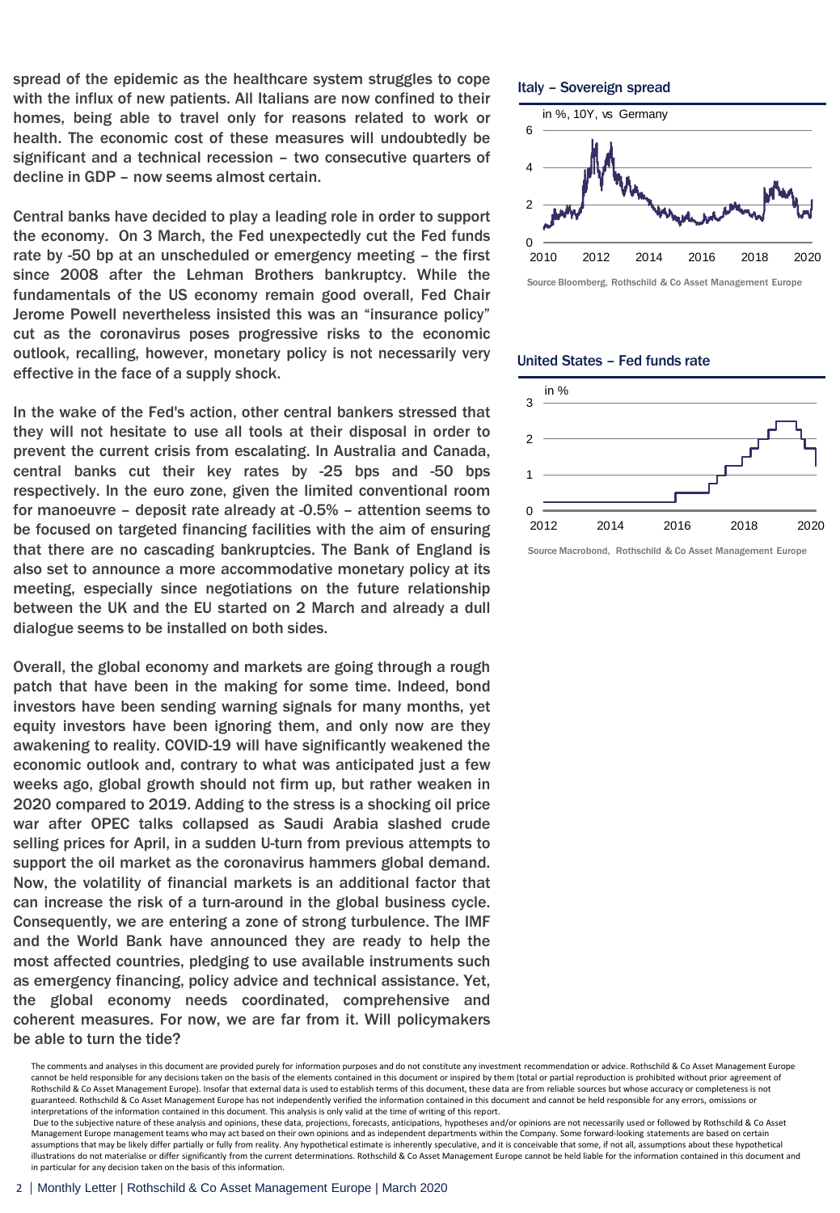spread of the epidemic as the healthcare system struggles to cope with the influx of new patients. All Italians are now confined to their homes, being able to travel only for reasons related to work or health. The economic cost of these measures will undoubtedly be significant and a technical recession – two consecutive quarters of decline in GDP – now seems almost certain.

Central banks have decided to play a leading role in order to support the economy. On 3 March, the Fed unexpectedly cut the Fed funds rate by -50 bp at an unscheduled or emergency meeting – the first since 2008 after the Lehman Brothers bankruptcy. While the fundamentals of the US economy remain good overall, Fed Chair Jerome Powell nevertheless insisted this was an "insurance policy" cut as the coronavirus poses progressive risks to the economic outlook, recalling, however, monetary policy is not necessarily very effective in the face of a supply shock.

In the wake of the Fed's action, other central bankers stressed that they will not hesitate to use all tools at their disposal in order to prevent the current crisis from escalating. In Australia and Canada, central banks cut their key rates by -25 bps and -50 bps respectively. In the euro zone, given the limited conventional room for manoeuvre – deposit rate already at -0.5% – attention seems to be focused on targeted financing facilities with the aim of ensuring that there are no cascading bankruptcies. The Bank of England is also set to announce a more accommodative monetary policy at its meeting, especially since negotiations on the future relationship between the UK and the EU started on 2 March and already a dull dialogue seems to be installed on both sides.

Overall, the global economy and markets are going through a rough patch that have been in the making for some time. Indeed, bond investors have been sending warning signals for many months, yet equity investors have been ignoring them, and only now are they awakening to reality. COVID-19 will have significantly weakened the economic outlook and, contrary to what was anticipated just a few weeks ago, global growth should not firm up, but rather weaken in 2020 compared to 2019. Adding to the stress is a shocking oil price war after OPEC talks collapsed as Saudi Arabia slashed crude selling prices for April, in a sudden U-turn from previous attempts to support the oil market as the coronavirus hammers global demand. Now, the volatility of financial markets is an additional factor that can increase the risk of a turn-around in the global business cycle. Consequently, we are entering a zone of strong turbulence. The IMF and the World Bank have announced they are ready to help the most affected countries, pledging to use available instruments such as emergency financing, policy advice and technical assistance. Yet, the global economy needs coordinated, comprehensive and coherent measures. For now, we are far from it. Will policymakers be able to turn the tide?

**Italy – Sovereign spread**

in %, 10Y, vs Germany

6
4
2
0

2010 2012 2014 2016 2018 2020

Source Bloomberg, Rothschild & Co Asset Management Europe

**United States – Fed funds rate**

in %

3
2
1
0

2012 2014 2016 2018 2020

Source Macrobond, Rothschild & Co Asset Management Europe

The comments and analyses in this document are provided purely for information purposes and do not constitute any investment recommendation or advice. Rothschild & Co Asset Management Europe cannot be held responsible for any decisions taken on the basis of the elements contained in this document or inspired by them (total or partial reproduction is prohibited without prior agreement of Rothschild & Co Asset Management Europe). Insofar that external data is used to establish terms of this document, these data are from reliable sources but whose accuracy or completeness is not guaranteed. Rothschild & Co Asset Management Europe has not independently verified the information contained in this document and cannot be held responsible for any errors, omissions or interpretations of the information contained in this document. This analysis is only valid at the time of writing of this report.

Due to the subjective nature of these analysis and opinions, these data, projections, forecasts, anticipations, hypotheses and/or opinions are not necessarily used or followed by Rothschild & Co Asset Management Europe management teams who may act based on their own opinions and as independent departments within the Company. Some forward-looking statements are based on certain assumptions that may be likely differ partially or fully from reality. Any hypothetical estimate is inherently speculative, and it is conceivable that some, if not all, assumptions about these hypothetical illustrations do not materialise or differ significantly from the current determinations. Rothschild & Co Asset Management Europe cannot be held liable for the information contained in this document and in particular for any decision taken on the basis of this information.